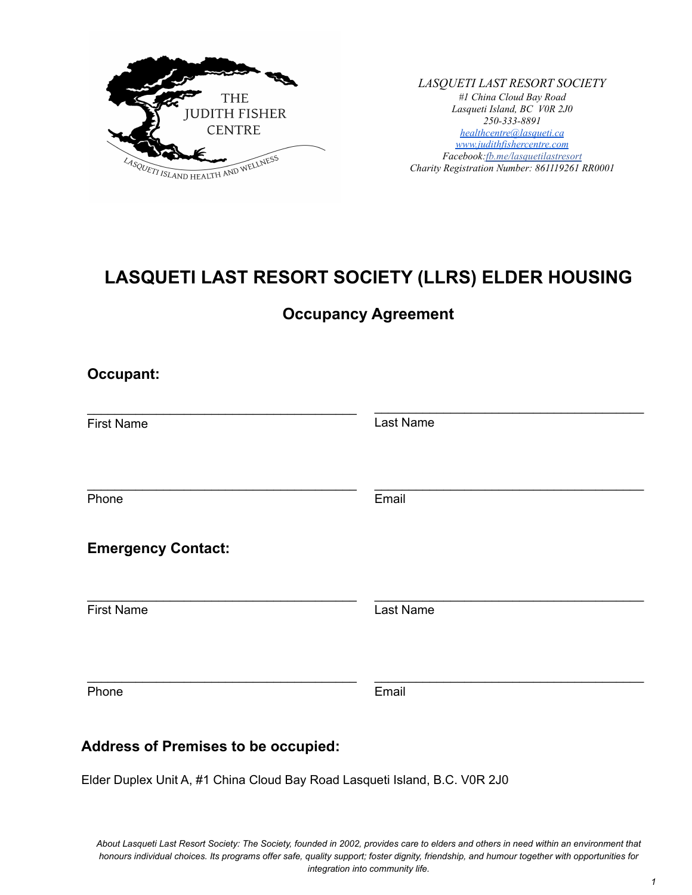THE JUDITH FISHER CENTRE

LASQUETI ISLAND HEALTH AND WELLNESS

*LASQUETI LAST RESORT SOCIETY*
*#1 China Cloud Bay Road*
*Lasqueti Island, BC V0R 2J0*
*250-333-8891*
*healthcentre@lasqueti.ca*
*www.judithfishercentre.com*
*Facebook:fb.me/lasquetilastresort*
*Charity Registration Number: 861119261 RR0001*

# LASQUETI LAST RESORT SOCIETY (LLRS) ELDER HOUSING

## Occupancy Agreement

### Occupant:

| ______________________________ | ______________________________ |
|---|---|
| First Name | Last Name |
| ______________________________ | ______________________________ |
| Phone | Email |

### Emergency Contact:

| ______________________________ | ______________________________ |
|---|---|
| First Name | Last Name |
| ______________________________ | ______________________________ |
| Phone | Email |

### Address of Premises to be occupied:

Elder Duplex Unit A, #1 China Cloud Bay Road Lasqueti Island, B.C. V0R 2J0

*About Lasqueti Last Resort Society: The Society, founded in 2002, provides care to elders and others in need within an environment that honours individual choices. Its programs offer safe, quality support; foster dignity, friendship, and humour together with opportunities for integration into community life.*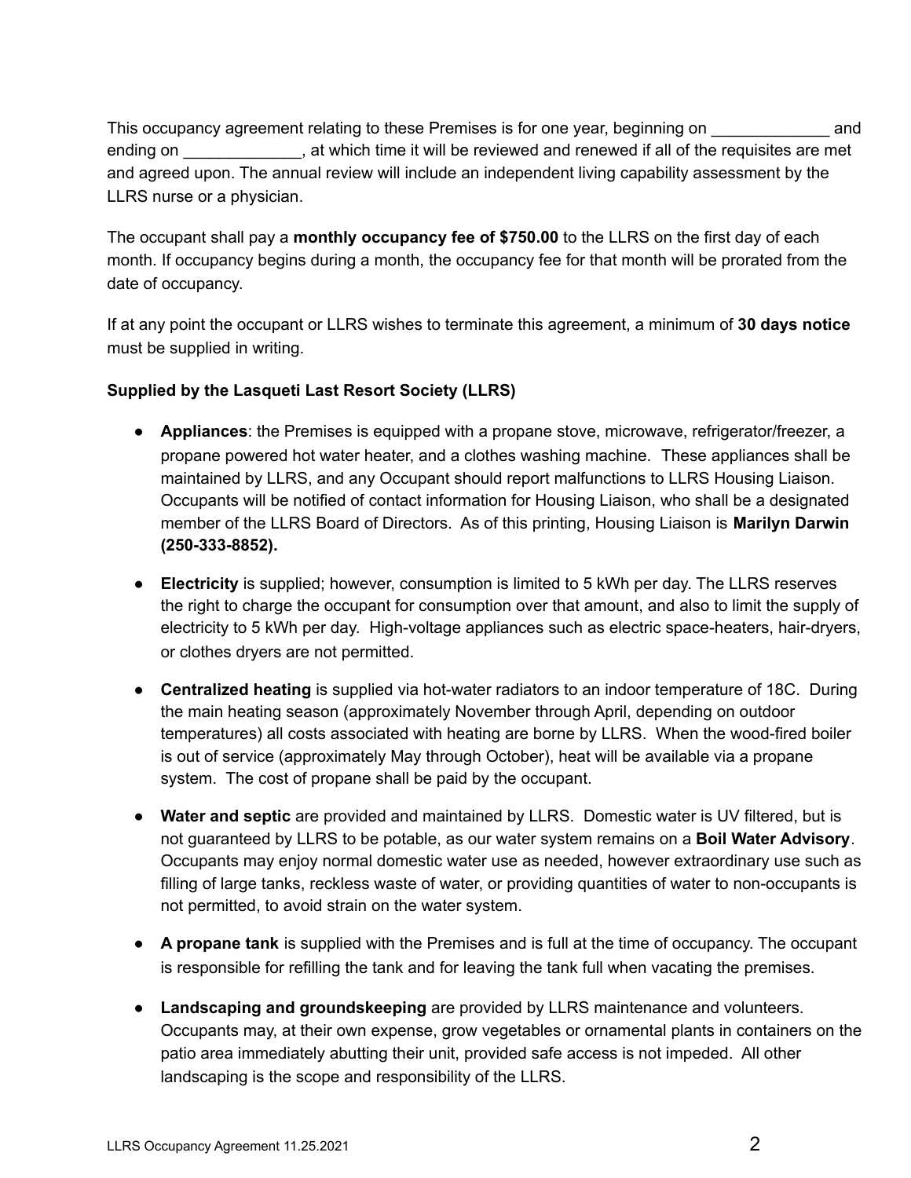This occupancy agreement relating to these Premises is for one year, beginning on _____________ and ending on _____________, at which time it will be reviewed and renewed if all of the requisites are met and agreed upon. The annual review will include an independent living capability assessment by the LLRS nurse or a physician.

The occupant shall pay a **monthly occupancy fee of $750.00** to the LLRS on the first day of each month. If occupancy begins during a month, the occupancy fee for that month will be prorated from the date of occupancy.

If at any point the occupant or LLRS wishes to terminate this agreement, a minimum of **30 days notice** must be supplied in writing.

**Supplied by the Lasqueti Last Resort Society (LLRS)**

- **Appliances**: the Premises is equipped with a propane stove, microwave, refrigerator/freezer, a propane powered hot water heater, and a clothes washing machine. These appliances shall be maintained by LLRS, and any Occupant should report malfunctions to LLRS Housing Liaison. Occupants will be notified of contact information for Housing Liaison, who shall be a designated member of the LLRS Board of Directors. As of this printing, Housing Liaison is **Marilyn Darwin (250-333-8852).**

- **Electricity** is supplied; however, consumption is limited to 5 kWh per day. The LLRS reserves the right to charge the occupant for consumption over that amount, and also to limit the supply of electricity to 5 kWh per day. High-voltage appliances such as electric space-heaters, hair-dryers, or clothes dryers are not permitted.

- **Centralized heating** is supplied via hot-water radiators to an indoor temperature of 18C. During the main heating season (approximately November through April, depending on outdoor temperatures) all costs associated with heating are borne by LLRS. When the wood-fired boiler is out of service (approximately May through October), heat will be available via a propane system. The cost of propane shall be paid by the occupant.

- **Water and septic** are provided and maintained by LLRS. Domestic water is UV filtered, but is not guaranteed by LLRS to be potable, as our water system remains on a **Boil Water Advisory**. Occupants may enjoy normal domestic water use as needed, however extraordinary use such as filling of large tanks, reckless waste of water, or providing quantities of water to non-occupants is not permitted, to avoid strain on the water system.

- **A propane tank** is supplied with the Premises and is full at the time of occupancy. The occupant is responsible for refilling the tank and for leaving the tank full when vacating the premises.

- **Landscaping and groundskeeping** are provided by LLRS maintenance and volunteers. Occupants may, at their own expense, grow vegetables or ornamental plants in containers on the patio area immediately abutting their unit, provided safe access is not impeded. All other landscaping is the scope and responsibility of the LLRS.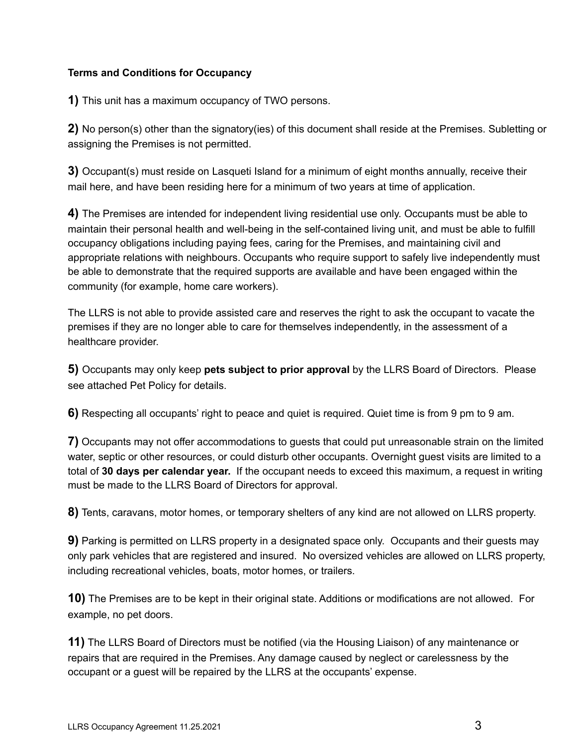**Terms and Conditions for Occupancy**

**1)** This unit has a maximum occupancy of TWO persons.

**2)** No person(s) other than the signatory(ies) of this document shall reside at the Premises. Subletting or assigning the Premises is not permitted.

**3)** Occupant(s) must reside on Lasqueti Island for a minimum of eight months annually, receive their mail here, and have been residing here for a minimum of two years at time of application.

**4)** The Premises are intended for independent living residential use only. Occupants must be able to maintain their personal health and well-being in the self-contained living unit, and must be able to fulfill occupancy obligations including paying fees, caring for the Premises, and maintaining civil and appropriate relations with neighbours. Occupants who require support to safely live independently must be able to demonstrate that the required supports are available and have been engaged within the community (for example, home care workers).

The LLRS is not able to provide assisted care and reserves the right to ask the occupant to vacate the premises if they are no longer able to care for themselves independently, in the assessment of a healthcare provider.

**5)** Occupants may only keep **pets subject to prior approval** by the LLRS Board of Directors. Please see attached Pet Policy for details.

**6)** Respecting all occupants' right to peace and quiet is required. Quiet time is from 9 pm to 9 am.

**7)** Occupants may not offer accommodations to guests that could put unreasonable strain on the limited water, septic or other resources, or could disturb other occupants. Overnight guest visits are limited to a total of **30 days per calendar year.** If the occupant needs to exceed this maximum, a request in writing must be made to the LLRS Board of Directors for approval.

**8)** Tents, caravans, motor homes, or temporary shelters of any kind are not allowed on LLRS property.

**9)** Parking is permitted on LLRS property in a designated space only. Occupants and their guests may only park vehicles that are registered and insured. No oversized vehicles are allowed on LLRS property, including recreational vehicles, boats, motor homes, or trailers.

**10)** The Premises are to be kept in their original state. Additions or modifications are not allowed. For example, no pet doors.

**11)** The LLRS Board of Directors must be notified (via the Housing Liaison) of any maintenance or repairs that are required in the Premises. Any damage caused by neglect or carelessness by the occupant or a guest will be repaired by the LLRS at the occupants' expense.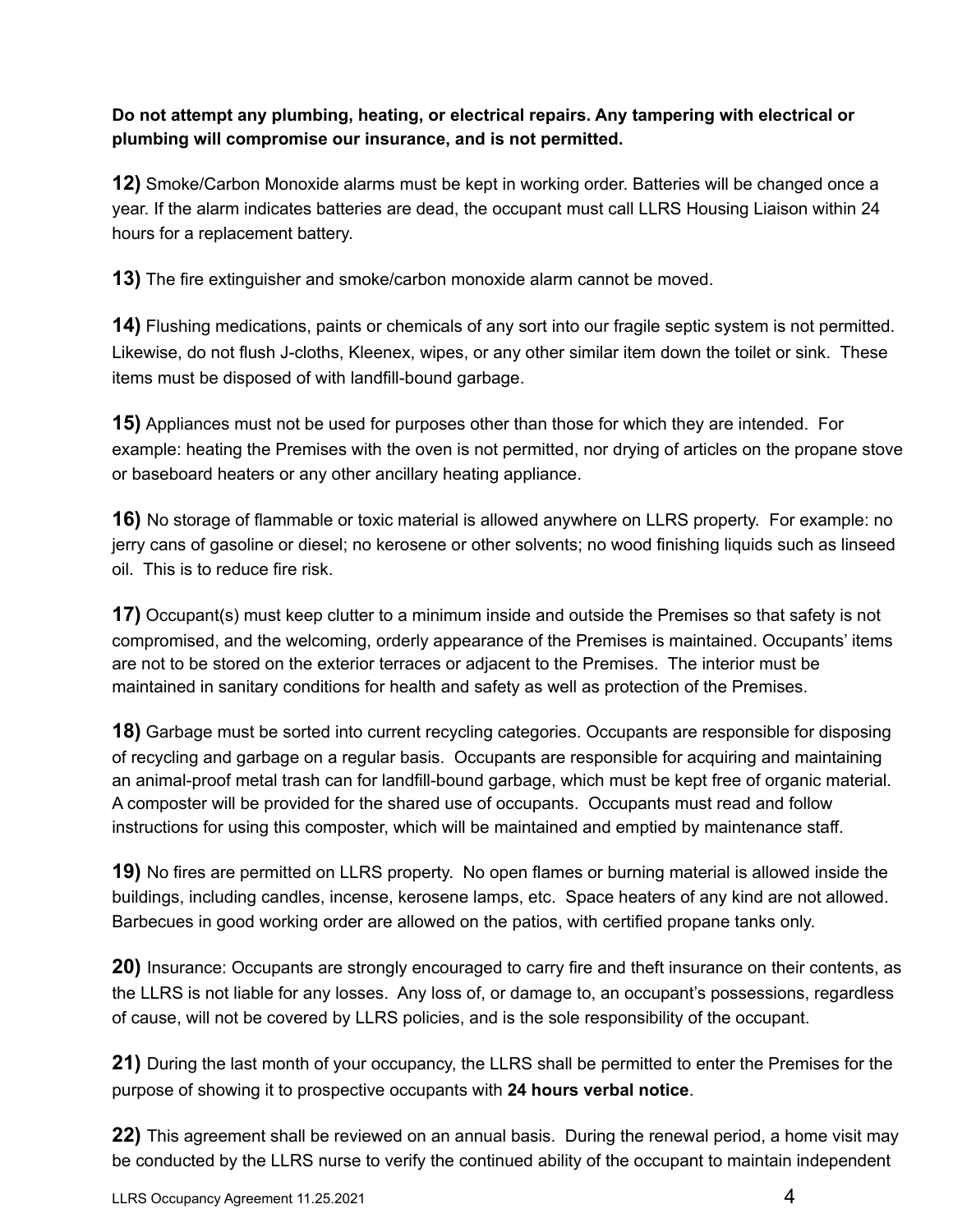**Do not attempt any plumbing, heating, or electrical repairs. Any tampering with electrical or plumbing will compromise our insurance, and is not permitted.**

**12)** Smoke/Carbon Monoxide alarms must be kept in working order. Batteries will be changed once a year. If the alarm indicates batteries are dead, the occupant must call LLRS Housing Liaison within 24 hours for a replacement battery.

**13)** The fire extinguisher and smoke/carbon monoxide alarm cannot be moved.

**14)** Flushing medications, paints or chemicals of any sort into our fragile septic system is not permitted. Likewise, do not flush J-cloths, Kleenex, wipes, or any other similar item down the toilet or sink. These items must be disposed of with landfill-bound garbage.

**15)** Appliances must not be used for purposes other than those for which they are intended. For example: heating the Premises with the oven is not permitted, nor drying of articles on the propane stove or baseboard heaters or any other ancillary heating appliance.

**16)** No storage of flammable or toxic material is allowed anywhere on LLRS property. For example: no jerry cans of gasoline or diesel; no kerosene or other solvents; no wood finishing liquids such as linseed oil. This is to reduce fire risk.

**17)** Occupant(s) must keep clutter to a minimum inside and outside the Premises so that safety is not compromised, and the welcoming, orderly appearance of the Premises is maintained. Occupants' items are not to be stored on the exterior terraces or adjacent to the Premises. The interior must be maintained in sanitary conditions for health and safety as well as protection of the Premises.

**18)** Garbage must be sorted into current recycling categories. Occupants are responsible for disposing of recycling and garbage on a regular basis. Occupants are responsible for acquiring and maintaining an animal-proof metal trash can for landfill-bound garbage, which must be kept free of organic material. A composter will be provided for the shared use of occupants. Occupants must read and follow instructions for using this composter, which will be maintained and emptied by maintenance staff.

**19)** No fires are permitted on LLRS property. No open flames or burning material is allowed inside the buildings, including candles, incense, kerosene lamps, etc. Space heaters of any kind are not allowed. Barbecues in good working order are allowed on the patios, with certified propane tanks only.

**20)** Insurance: Occupants are strongly encouraged to carry fire and theft insurance on their contents, as the LLRS is not liable for any losses. Any loss of, or damage to, an occupant's possessions, regardless of cause, will not be covered by LLRS policies, and is the sole responsibility of the occupant.

**21)** During the last month of your occupancy, the LLRS shall be permitted to enter the Premises for the purpose of showing it to prospective occupants with **24 hours verbal notice**.

**22)** This agreement shall be reviewed on an annual basis. During the renewal period, a home visit may be conducted by the LLRS nurse to verify the continued ability of the occupant to maintain independent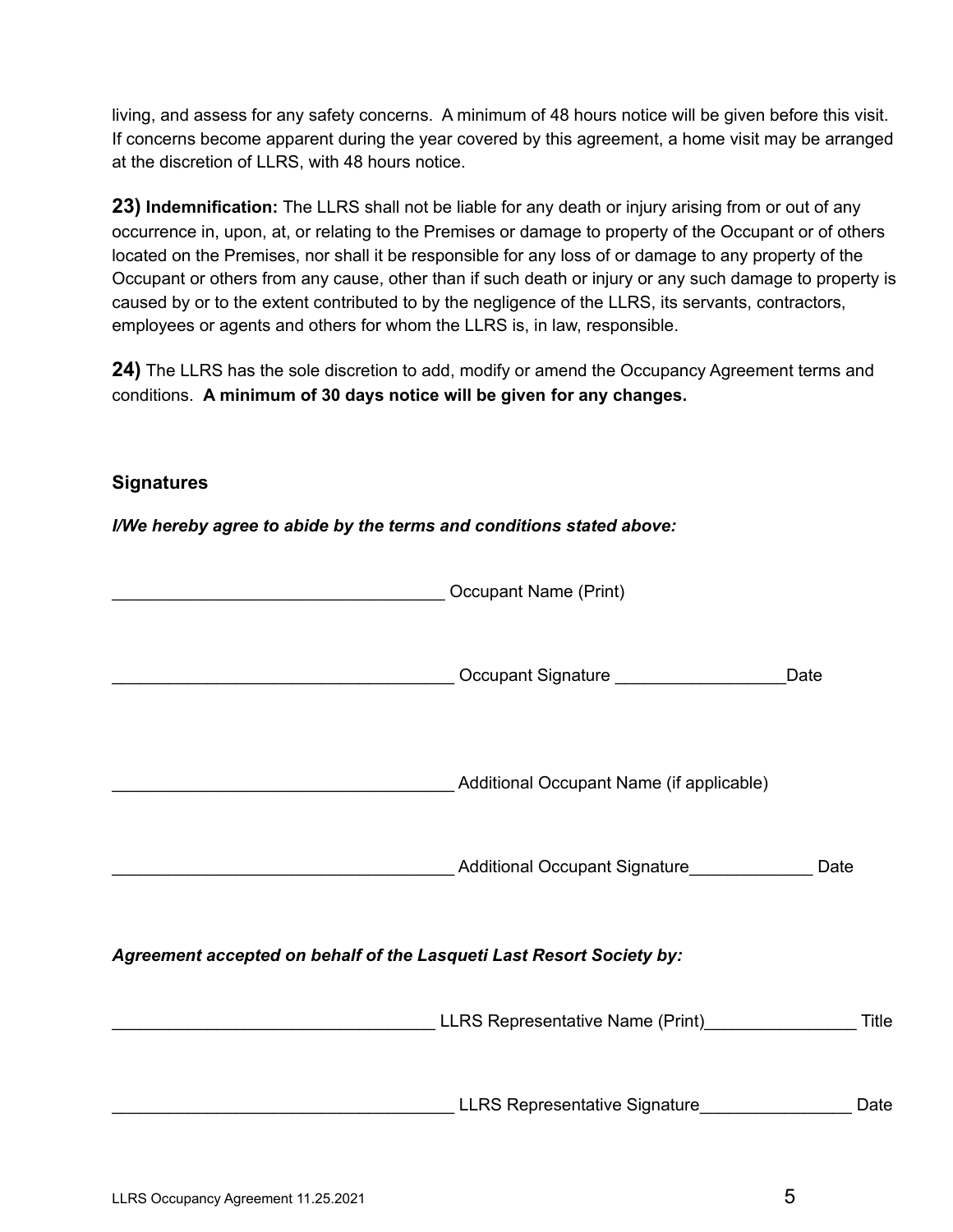living, and assess for any safety concerns. A minimum of 48 hours notice will be given before this visit. If concerns become apparent during the year covered by this agreement, a home visit may be arranged at the discretion of LLRS, with 48 hours notice.

**23) Indemnification:** The LLRS shall not be liable for any death or injury arising from or out of any occurrence in, upon, at, or relating to the Premises or damage to property of the Occupant or of others located on the Premises, nor shall it be responsible for any loss of or damage to any property of the Occupant or others from any cause, other than if such death or injury or any such damage to property is caused by or to the extent contributed to by the negligence of the LLRS, its servants, contractors, employees or agents and others for whom the LLRS is, in law, responsible.

**24)** The LLRS has the sole discretion to add, modify or amend the Occupancy Agreement terms and conditions. **A minimum of 30 days notice will be given for any changes.**

### Signatures

***I/We hereby agree to abide by the terms and conditions stated above:***

___________________________________ Occupant Name (Print)

____________________________________ Occupant Signature __________________Date

____________________________________ Additional Occupant Name (if applicable)

____________________________________ Additional Occupant Signature_____________ Date

***Agreement accepted on behalf of the Lasqueti Last Resort Society by:***

__________________________________ LLRS Representative Name (Print)________________ Title

____________________________________ LLRS Representative Signature________________ Date